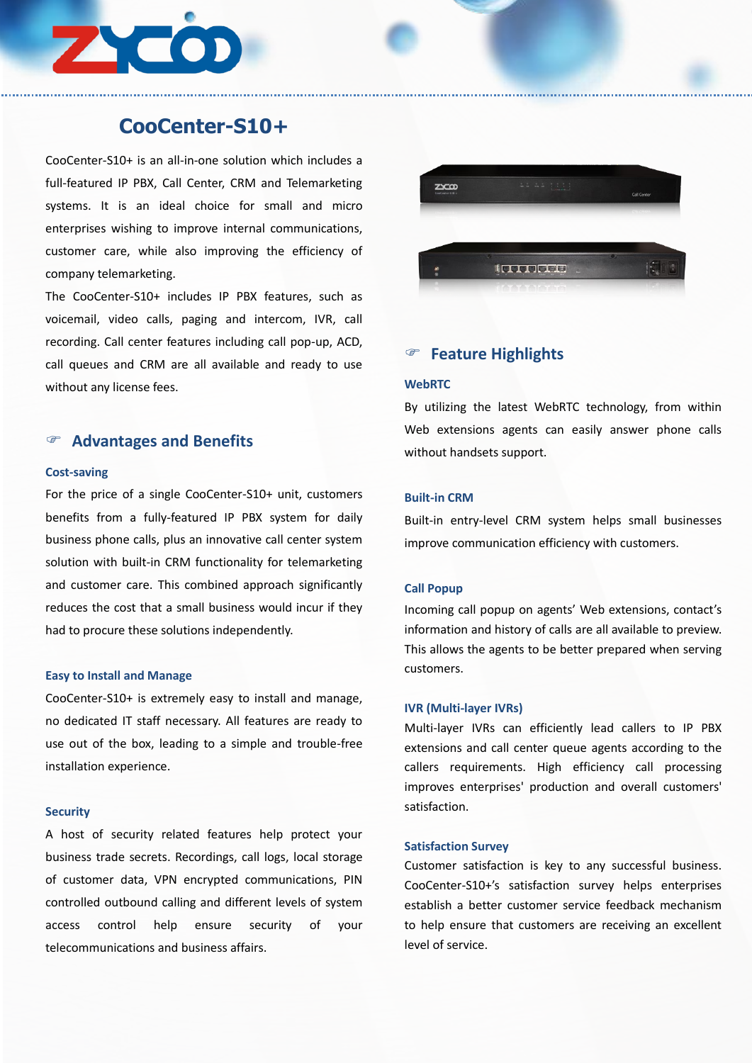# CooCenter-S10+

CooCenter-S10+ is an all-in-one solution which includes a full-featured IP PBX, Call Center, CRM and Telemarketing systems. It is an ideal choice for small and micro enterprises wishing to improve internal communications, customer care, while also improving the efficiency of company telemarketing.

The CooCenter-S10+ includes IP PBX features, such as voicemail, video calls, paging and intercom, IVR, call recording. Call center features including call pop-up, ACD, call queues and CRM are all available and ready to use without any license fees.

## Advantages and Benefits

### Cost-saving

For the price of a single CooCenter-S10+ unit, customers benefits from a fully-featured IP PBX system for daily business phone calls, plus an innovative call center system solution with built-in CRM functionality for telemarketing and customer care. This combined approach significantly reduces the cost that a small business would incur if they had to procure these solutions independently.

### Easy to Install and Manage

CooCenter-S10+ is extremely easy to install and manage, no dedicated IT staff necessary. All features are ready to use out of the box, leading to a simple and trouble-free installation experience.

### Security

A host of security related features help protect your business trade secrets. Recordings, call logs, local storage of customer data, VPN encrypted communications, PIN controlled outbound calling and different levels of system access control help ensure security of your telecommunications and business affairs.

## Feature Highlights

### WebRTC

By utilizing the latest WebRTC technology, from within Web extensions agents can easily answer phone calls without handsets support.

### Built-in CRM

Built-in entry-level CRM system helps small businesses improve communication efficiency with customers.

### Call Popup

Incoming call popup on agents' Web extensions, contact's information and history of calls are all available to preview. This allows the agents to be better prepared when serving customers.

### IVR (Multi-layer IVRs)

Multi-layer IVRs can efficiently lead callers to IP PBX extensions and call center queue agents according to the callers requirements. High efficiency call processing improves enterprises' production and overall customers' satisfaction.

### Satisfaction Survey

Customer satisfaction is key to any successful business. CooCenter-S10+'s satisfaction survey helps enterprises establish a better customer service feedback mechanism to help ensure that customers are receiving an excellent level of service.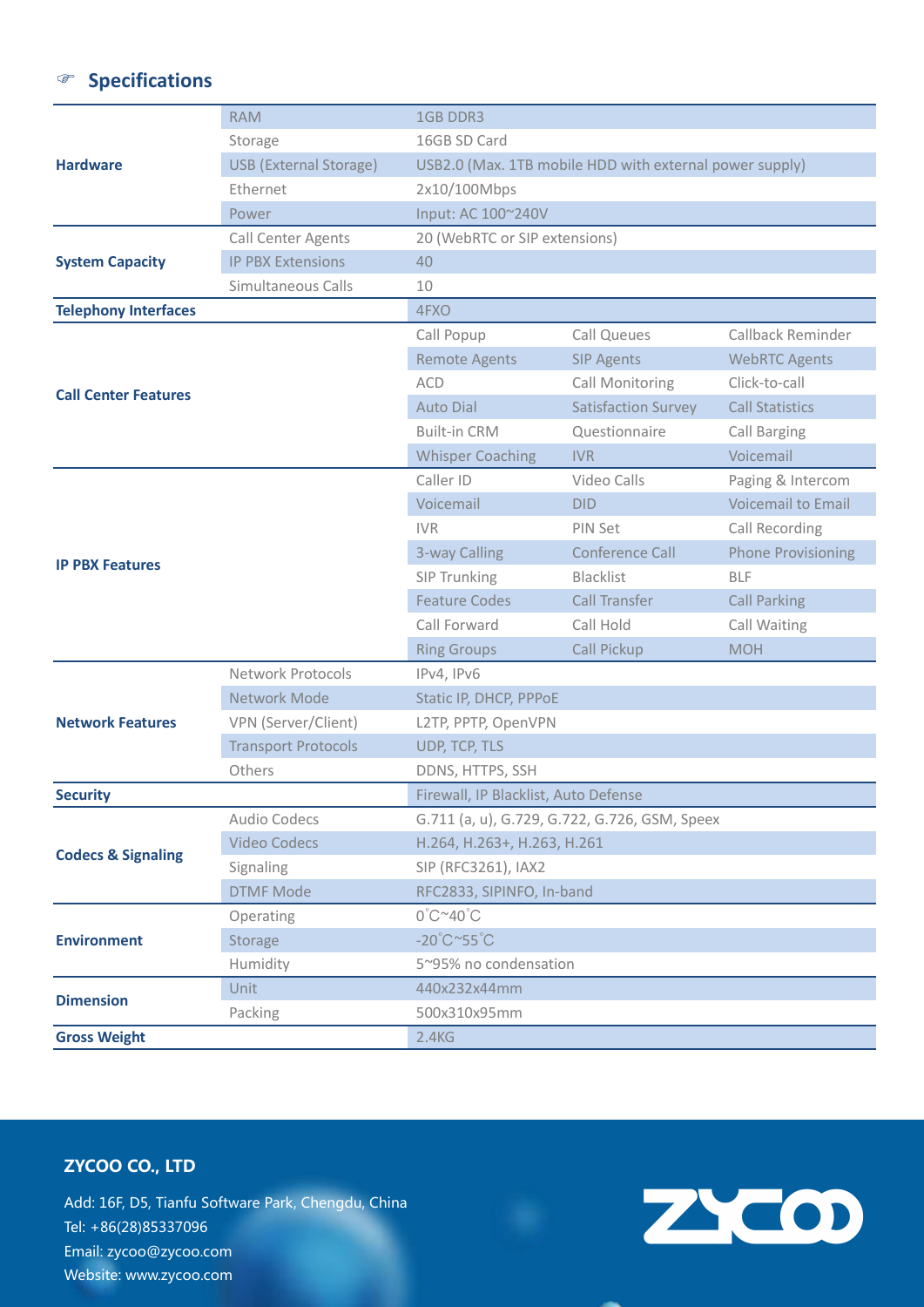## Specifications

| | | | | |
|---|---|---|---|---|
| **Hardware** | RAM | 1GB DDR3 | | |
| | Storage | 16GB SD Card | | |
| | USB (External Storage) | USB2.0 (Max. 1TB mobile HDD with external power supply) | | |
| | Ethernet | 2x10/100Mbps | | |
| | Power | Input: AC 100~240V | | |
| **System Capacity** | Call Center Agents | 20 (WebRTC or SIP extensions) | | |
| | IP PBX Extensions | 40 | | |
| | Simultaneous Calls | 10 | | |
| **Telephony Interfaces** | | 4FXO | | |
| **Call Center Features** | | Call Popup | Call Queues | Callback Reminder |
| | | Remote Agents | SIP Agents | WebRTC Agents |
| | | ACD | Call Monitoring | Click-to-call |
| | | Auto Dial | Satisfaction Survey | Call Statistics |
| | | Built-in CRM | Questionnaire | Call Barging |
| | | Whisper Coaching | IVR | Voicemail |
| **IP PBX Features** | | Caller ID | Video Calls | Paging & Intercom |
| | | Voicemail | DID | Voicemail to Email |
| | | IVR | PIN Set | Call Recording |
| | | 3-way Calling | Conference Call | Phone Provisioning |
| | | SIP Trunking | Blacklist | BLF |
| | | Feature Codes | Call Transfer | Call Parking |
| | | Call Forward | Call Hold | Call Waiting |
| | | Ring Groups | Call Pickup | MOH |
| **Network Features** | Network Protocols | IPv4, IPv6 | | |
| | Network Mode | Static IP, DHCP, PPPoE | | |
| | VPN (Server/Client) | L2TP, PPTP, OpenVPN | | |
| | Transport Protocols | UDP, TCP, TLS | | |
| | Others | DDNS, HTTPS, SSH | | |
| **Security** | | Firewall, IP Blacklist, Auto Defense | | |
| **Codecs & Signaling** | Audio Codecs | G.711 (a, u), G.729, G.722, G.726, GSM, Speex | | |
| | Video Codecs | H.264, H.263+, H.263, H.261 | | |
| | Signaling | SIP (RFC3261), IAX2 | | |
| | DTMF Mode | RFC2833, SIPINFO, In-band | | |
| **Environment** | Operating | 0°C~40°C | | |
| | Storage | -20°C~55°C | | |
| | Humidity | 5~95% no condensation | | |
| **Dimension** | Unit | 440x232x44mm | | |
| | Packing | 500x310x95mm | | |
| **Gross Weight** | | 2.4KG | | |

**ZYCOO CO., LTD**

Add: 16F, D5, Tianfu Software Park, Chengdu, China
Tel: +86(28)85337096
Email: zycoo@zycoo.com
Website: www.zycoo.com

ZYCOO